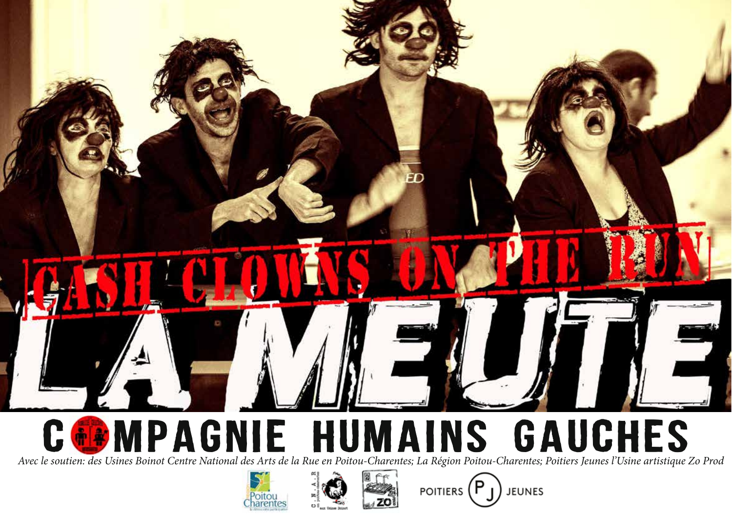# CASH CLOWNS ON THE RUN

# LA MEUTE

## COMPAGNIE HUMAINS GAUCHES

*Avec le soutien: des Usines Boinot Centre National des Arts de la Rue en Poitou-Charentes; La Région Poitou-Charentes; Poitiers Jeunes l'Usine artistique Zo Prod*

Poitou Charentes

C.N.A.R en poitou-charentes aux Usines Boinot

ZO

POITIERS (PJ) JEUNES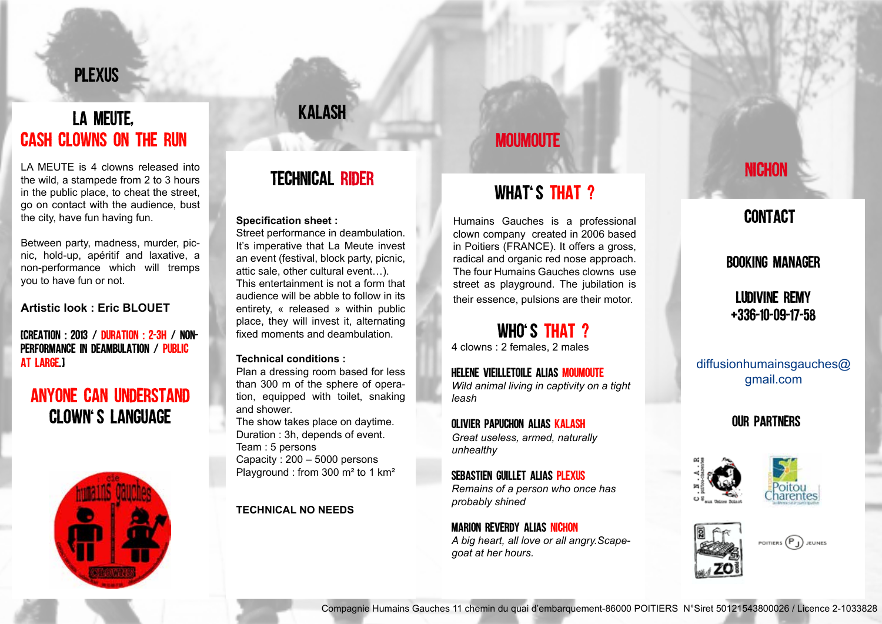## PLEXUS

## LA MEUTE, CASH CLOWNS ON THE RUN

LA MEUTE is 4 clowns released into the wild, a stampede from 2 to 3 hours in the public place, to cheat the street, go on contact with the audience, bust the city, have fun having fun.

Between party, madness, murder, pic-nic, hold-up, apéritif and laxative, a non-performance which will tremps you to have fun or not.

**Artistic look : Eric BLOUET**

[CREATION : 2013 / DURATION : 2-3H / NON-PERFORMANCE IN DEAMBULATION / PUBLIC AT LARGE.]

### ANYONE CAN UNDERSTAND CLOWN' S LANGUAGE

## KALASH

## TECHNICAL RIDER

**Specification sheet :**
Street performance in deambulation.
It's imperative that La Meute invest an event (festival, block party, picnic, attic sale, other cultural event…).
This entertainment is not a form that audience will be able to follow in its entirety, « released » within public place, they will invest it, alternating fixed moments and deambulation.

**Technical conditions :**
Plan a dressing room based for less than 300 m of the sphere of operation, equipped with toilet, snaking and shower.
The show takes place on daytime.
Duration : 3h, depends of event.
Team : 5 persons
Capacity : 200 – 5000 persons
Playground : from 300 m² to 1 km²

**TECHNICAL NO NEEDS**

## MOUMOUTE

## WHAT' S THAT ?

Humains Gauches is a professional clown company created in 2006 based in Poitiers (FRANCE). It offers a gross, radical and organic red nose approach. The four Humains Gauches clowns use street as playground. The jubilation is their essence, pulsions are their motor.

## WHO' S THAT ?

4 clowns : 2 females, 2 males

**HELENE VIEILLETOILE ALIAS MOUMOUTE**
*Wild animal living in captivity on a tight leash*

**OLIVIER PAPUCHON ALIAS KALASH**
*Great useless, armed, naturally unhealthy*

**SEBASTIEN GUILLET ALIAS PLEXUS**
*Remains of a person who once has probably shined*

**MARION REVERDY ALIAS NICHON**
*A big heart, all love or all angry.Scape-goat at her hours.*

## NICHON

## CONTACT

### BOOKING MANAGER

### LUDIVINE REMY
### +336-10-09-17-58

diffusionhumainsgauches@gmail.com

### OUR PARTNERS

Compagnie Humains Gauches 11 chemin du quai d'embarquement-86000 POITIERS N°Siret 50121543800026 / Licence 2-1033828